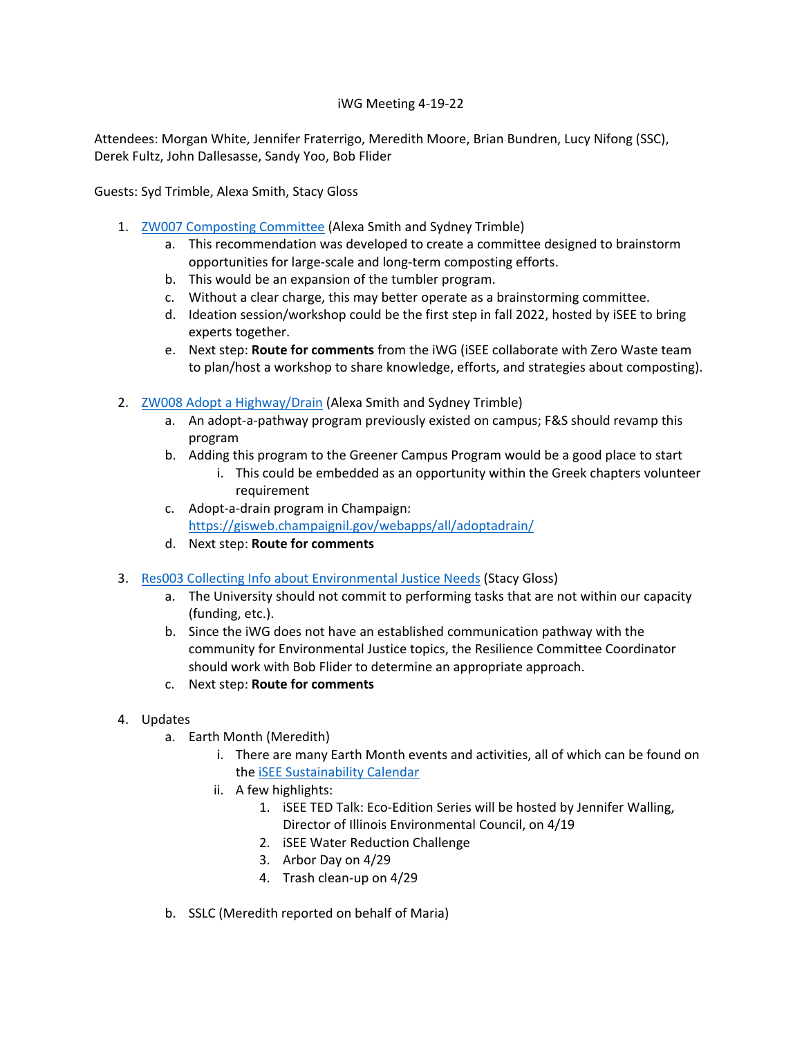iWG Meeting 4-19-22

Attendees: Morgan White, Jennifer Fraterrigo, Meredith Moore, Brian Bundren, Lucy Nifong (SSC), Derek Fultz, John Dallesasse, Sandy Yoo, Bob Flider

Guests: Syd Trimble, Alexa Smith, Stacy Gloss

1. ZW007 Composting Committee (Alexa Smith and Sydney Trimble)
   a. This recommendation was developed to create a committee designed to brainstorm opportunities for large-scale and long-term composting efforts.
   b. This would be an expansion of the tumbler program.
   c. Without a clear charge, this may better operate as a brainstorming committee.
   d. Ideation session/workshop could be the first step in fall 2022, hosted by iSEE to bring experts together.
   e. Next step: **Route for comments** from the iWG (iSEE collaborate with Zero Waste team to plan/host a workshop to share knowledge, efforts, and strategies about composting).

2. ZW008 Adopt a Highway/Drain (Alexa Smith and Sydney Trimble)
   a. An adopt-a-pathway program previously existed on campus; F&S should revamp this program
   b. Adding this program to the Greener Campus Program would be a good place to start
      i. This could be embedded as an opportunity within the Greek chapters volunteer requirement
   c. Adopt-a-drain program in Champaign: https://gisweb.champaignil.gov/webapps/all/adoptadrain/
   d. Next step: **Route for comments**

3. Res003 Collecting Info about Environmental Justice Needs (Stacy Gloss)
   a. The University should not commit to performing tasks that are not within our capacity (funding, etc.).
   b. Since the iWG does not have an established communication pathway with the community for Environmental Justice topics, the Resilience Committee Coordinator should work with Bob Flider to determine an appropriate approach.
   c. Next step: **Route for comments**

4. Updates
   a. Earth Month (Meredith)
      i. There are many Earth Month events and activities, all of which can be found on the iSEE Sustainability Calendar
      ii. A few highlights:
         1. iSEE TED Talk: Eco-Edition Series will be hosted by Jennifer Walling, Director of Illinois Environmental Council, on 4/19
         2. iSEE Water Reduction Challenge
         3. Arbor Day on 4/29
         4. Trash clean-up on 4/29
   b. SSLC (Meredith reported on behalf of Maria)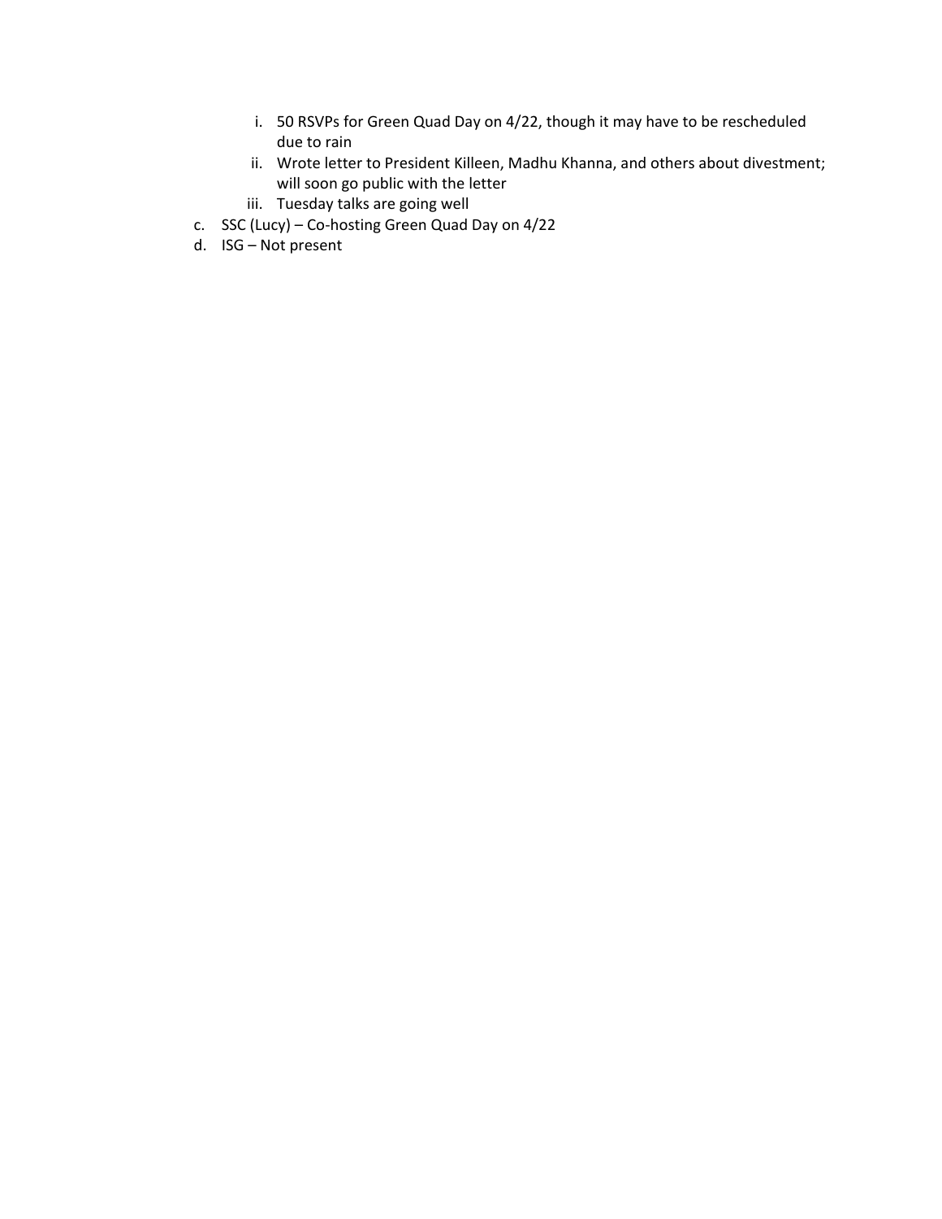i. 50 RSVPs for Green Quad Day on 4/22, though it may have to be rescheduled due to rain
   ii. Wrote letter to President Killeen, Madhu Khanna, and others about divestment; will soon go public with the letter
   iii. Tuesday talks are going well

c. SSC (Lucy) – Co-hosting Green Quad Day on 4/22

d. ISG – Not present